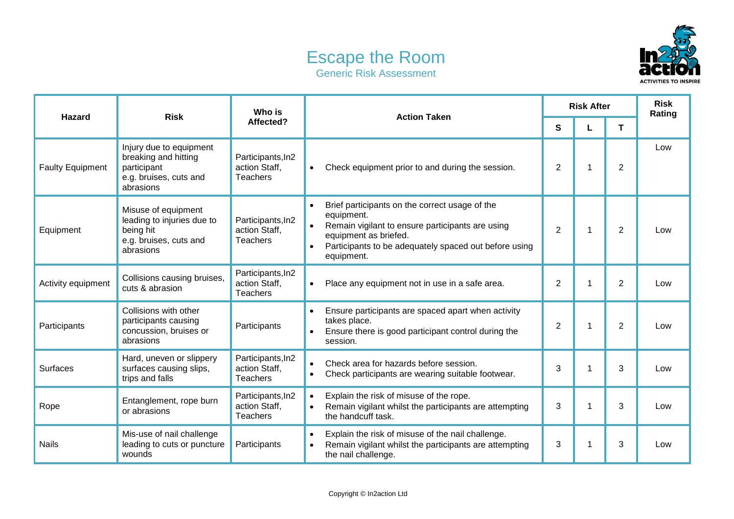# Escape the Room

Generic Risk Assessment

| Hazard | Risk | Who is Affected? | Action Taken | Risk After | | | Risk Rating |
|---|---|---|---|---|---|---|---|
| | | | | S | L | T | |
| Faulty Equipment | Injury due to equipment breaking and hitting participant e.g. bruises, cuts and abrasions | Participants, In2 action Staff, Teachers | • Check equipment prior to and during the session. | 2 | 1 | 2 | Low |
| Equipment | Misuse of equipment leading to injuries due to being hit e.g. bruises, cuts and abrasions | Participants, In2 action Staff, Teachers | • Brief participants on the correct usage of the equipment.<br>• Remain vigilant to ensure participants are using equipment as briefed.<br>• Participants to be adequately spaced out before using equipment. | 2 | 1 | 2 | Low |
| Activity equipment | Collisions causing bruises, cuts & abrasion | Participants, In2 action Staff, Teachers | • Place any equipment not in use in a safe area. | 2 | 1 | 2 | Low |
| Participants | Collisions with other participants causing concussion, bruises or abrasions | Participants | • Ensure participants are spaced apart when activity takes place.<br>• Ensure there is good participant control during the session. | 2 | 1 | 2 | Low |
| Surfaces | Hard, uneven or slippery surfaces causing slips, trips and falls | Participants, In2 action Staff, Teachers | • Check area for hazards before session.<br>• Check participants are wearing suitable footwear. | 3 | 1 | 3 | Low |
| Rope | Entanglement, rope burn or abrasions | Participants, In2 action Staff, Teachers | • Explain the risk of misuse of the rope.<br>• Remain vigilant whilst the participants are attempting the handcuff task. | 3 | 1 | 3 | Low |
| Nails | Mis-use of nail challenge leading to cuts or puncture wounds | Participants | • Explain the risk of misuse of the nail challenge.<br>• Remain vigilant whilst the participants are attempting the nail challenge. | 3 | 1 | 3 | Low |

Copyright © In2action Ltd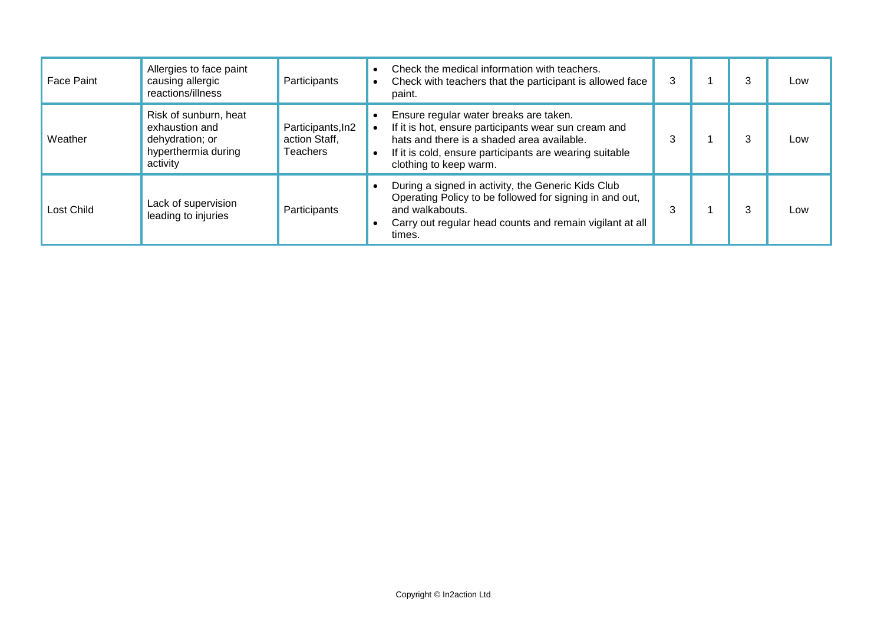| | | | | | | | |
|---|---|---|---|---|---|---|---|
| Face Paint | Allergies to face paint causing allergic reactions/illness | Participants | • Check the medical information with teachers.<br>• Check with teachers that the participant is allowed face paint. | 3 | 1 | 3 | Low |
| Weather | Risk of sunburn, heat exhaustion and dehydration; or hyperthermia during activity | Participants,In2 action Staff, Teachers | • Ensure regular water breaks are taken.<br>• If it is hot, ensure participants wear sun cream and hats and there is a shaded area available.<br>• If it is cold, ensure participants are wearing suitable clothing to keep warm. | 3 | 1 | 3 | Low |
| Lost Child | Lack of supervision leading to injuries | Participants | • During a signed in activity, the Generic Kids Club Operating Policy to be followed for signing in and out, and walkabouts.<br>• Carry out regular head counts and remain vigilant at all times. | 3 | 1 | 3 | Low |

Copyright © In2action Ltd